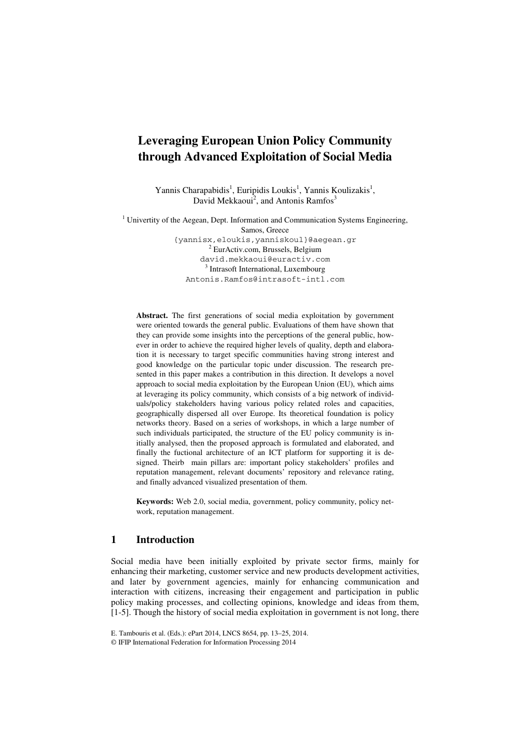# Leveraging European Union Policy Community through Advanced Exploitation of Social Media

Yannis Charapabidis[1], Euripidis Loukis[1], Yannis Koulizakis[1], David Mekkaoui[2], and Antonis Ramfos[3]

[1] Univertity of the Aegean, Dept. Information and Communication Systems Engineering, Samos, Greece
{yannisx,eloukis,yanniskoul}@aegean.gr
[2] EurActiv.com, Brussels, Belgium
david.mekkaoui@euractiv.com
[3] Intrasoft International, Luxembourg
Antonis.Ramfos@intrasoft-intl.com

**Abstract.** The first generations of social media exploitation by government were oriented towards the general public. Evaluations of them have shown that they can provide some insights into the perceptions of the general public, however in order to achieve the required higher levels of quality, depth and elaboration it is necessary to target specific communities having strong interest and good knowledge on the particular topic under discussion. The research presented in this paper makes a contribution in this direction. It develops a novel approach to social media exploitation by the European Union (EU), which aims at leveraging its policy community, which consists of a big network of individuals/policy stakeholders having various policy related roles and capacities, geographically dispersed all over Europe. Its theoretical foundation is policy networks theory. Based on a series of workshops, in which a large number of such individuals participated, the structure of the EU policy community is initially analysed, then the proposed approach is formulated and elaborated, and finally the fuctional architecture of an ICT platform for supporting it is designed. Theirb main pillars are: important policy stakeholders' profiles and reputation management, relevant documents' repository and relevance rating, and finally advanced visualized presentation of them.

**Keywords:** Web 2.0, social media, government, policy community, policy network, reputation management.

## 1 Introduction

Social media have been initially exploited by private sector firms, mainly for enhancing their marketing, customer service and new products development activities, and later by government agencies, mainly for enhancing communication and interaction with citizens, increasing their engagement and participation in public policy making processes, and collecting opinions, knowledge and ideas from them, [1-5]. Though the history of social media exploitation in government is not long, there

E. Tambouris et al. (Eds.): ePart 2014, LNCS 8654, pp. 13–25, 2014.
© IFIP International Federation for Information Processing 2014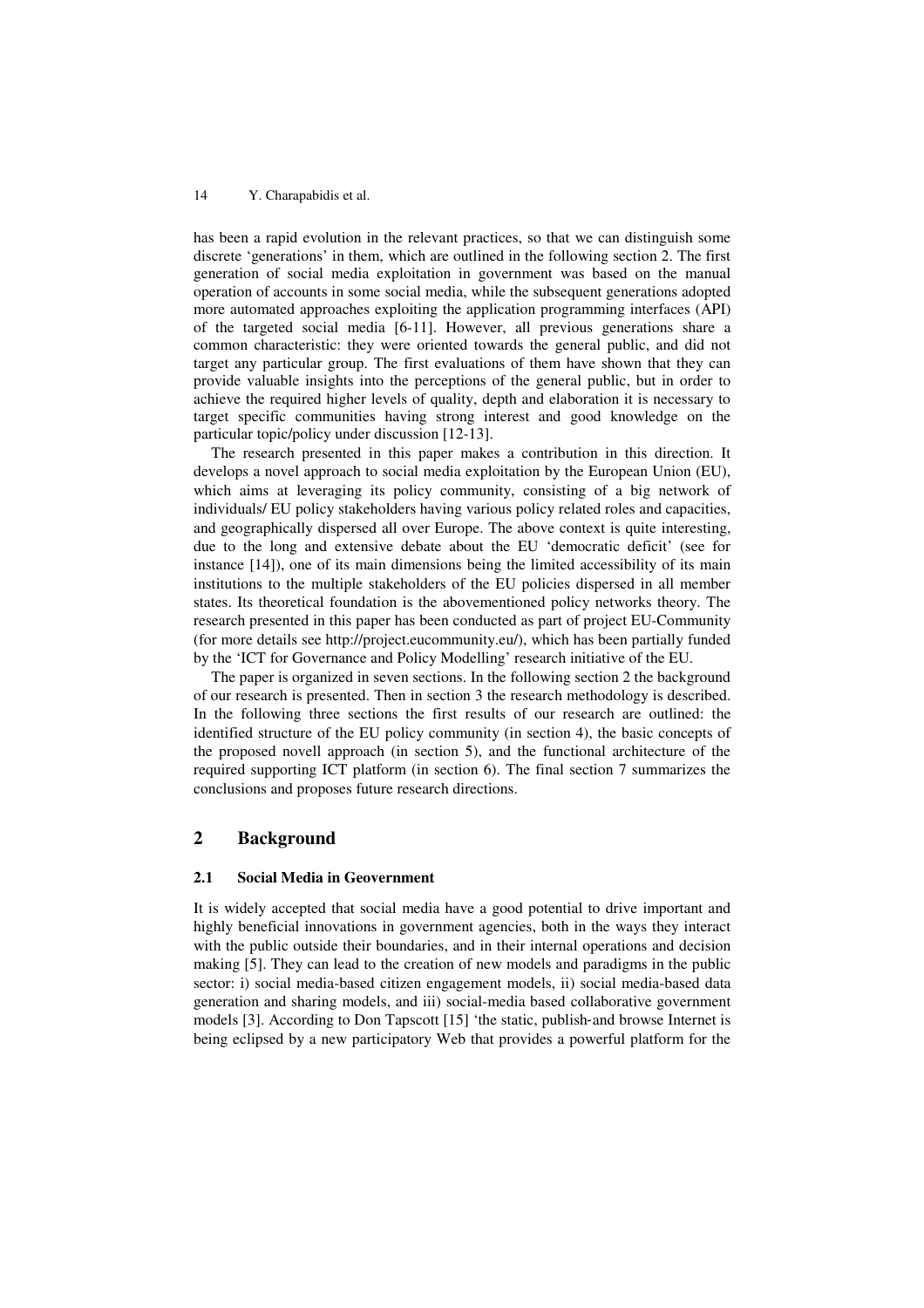has been a rapid evolution in the relevant practices, so that we can distinguish some discrete 'generations' in them, which are outlined in the following section 2. The first generation of social media exploitation in government was based on the manual operation of accounts in some social media, while the subsequent generations adopted more automated approaches exploiting the application programming interfaces (API) of the targeted social media [6-11]. However, all previous generations share a common characteristic: they were oriented towards the general public, and did not target any particular group. The first evaluations of them have shown that they can provide valuable insights into the perceptions of the general public, but in order to achieve the required higher levels of quality, depth and elaboration it is necessary to target specific communities having strong interest and good knowledge on the particular topic/policy under discussion [12-13].

The research presented in this paper makes a contribution in this direction. It develops a novel approach to social media exploitation by the European Union (EU), which aims at leveraging its policy community, consisting of a big network of individuals/ EU policy stakeholders having various policy related roles and capacities, and geographically dispersed all over Europe. The above context is quite interesting, due to the long and extensive debate about the EU 'democratic deficit' (see for instance [14]), one of its main dimensions being the limited accessibility of its main institutions to the multiple stakeholders of the EU policies dispersed in all member states. Its theoretical foundation is the abovementioned policy networks theory. The research presented in this paper has been conducted as part of project EU-Community (for more details see http://project.eucommunity.eu/), which has been partially funded by the 'ICT for Governance and Policy Modelling' research initiative of the EU.

The paper is organized in seven sections. In the following section 2 the background of our research is presented. Then in section 3 the research methodology is described. In the following three sections the first results of our research are outlined: the identified structure of the EU policy community (in section 4), the basic concepts of the proposed novell approach (in section 5), and the functional architecture of the required supporting ICT platform (in section 6). The final section 7 summarizes the conclusions and proposes future research directions.

## 2 Background

### 2.1 Social Media in Geovernment

It is widely accepted that social media have a good potential to drive important and highly beneficial innovations in government agencies, both in the ways they interact with the public outside their boundaries, and in their internal operations and decision making [5]. They can lead to the creation of new models and paradigms in the public sector: i) social media-based citizen engagement models, ii) social media-based data generation and sharing models, and iii) social-media based collaborative government models [3]. According to Don Tapscott [15] 'the static, publish-and browse Internet is being eclipsed by a new participatory Web that provides a powerful platform for the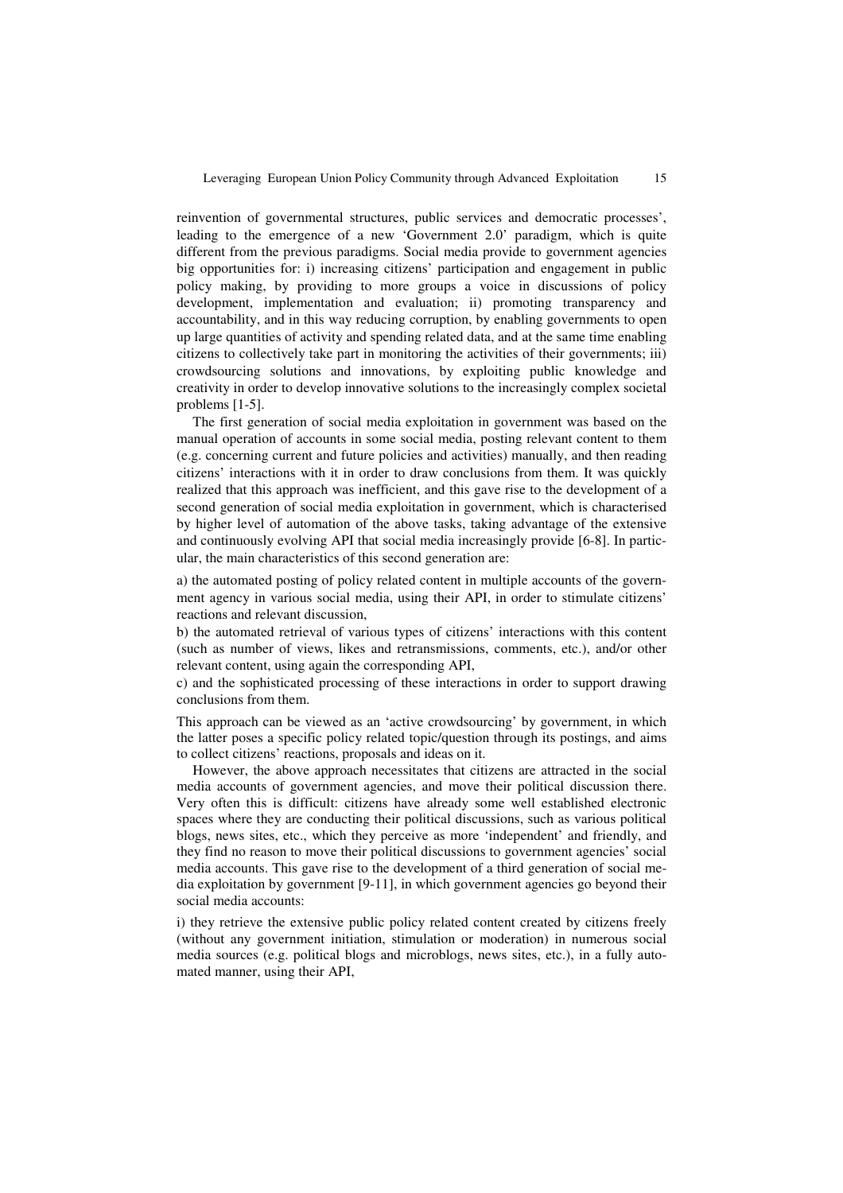reinvention of governmental structures, public services and democratic processes', leading to the emergence of a new 'Government 2.0' paradigm, which is quite different from the previous paradigms. Social media provide to government agencies big opportunities for: i) increasing citizens' participation and engagement in public policy making, by providing to more groups a voice in discussions of policy development, implementation and evaluation; ii) promoting transparency and accountability, and in this way reducing corruption, by enabling governments to open up large quantities of activity and spending related data, and at the same time enabling citizens to collectively take part in monitoring the activities of their governments; iii) crowdsourcing solutions and innovations, by exploiting public knowledge and creativity in order to develop innovative solutions to the increasingly complex societal problems [1-5].

The first generation of social media exploitation in government was based on the manual operation of accounts in some social media, posting relevant content to them (e.g. concerning current and future policies and activities) manually, and then reading citizens' interactions with it in order to draw conclusions from them. It was quickly realized that this approach was inefficient, and this gave rise to the development of a second generation of social media exploitation in government, which is characterised by higher level of automation of the above tasks, taking advantage of the extensive and continuously evolving API that social media increasingly provide [6-8]. In particular, the main characteristics of this second generation are:

a) the automated posting of policy related content in multiple accounts of the government agency in various social media, using their API, in order to stimulate citizens' reactions and relevant discussion,

b) the automated retrieval of various types of citizens' interactions with this content (such as number of views, likes and retransmissions, comments, etc.), and/or other relevant content, using again the corresponding API,

c) and the sophisticated processing of these interactions in order to support drawing conclusions from them.

This approach can be viewed as an 'active crowdsourcing' by government, in which the latter poses a specific policy related topic/question through its postings, and aims to collect citizens' reactions, proposals and ideas on it.

However, the above approach necessitates that citizens are attracted in the social media accounts of government agencies, and move their political discussion there. Very often this is difficult: citizens have already some well established electronic spaces where they are conducting their political discussions, such as various political blogs, news sites, etc., which they perceive as more 'independent' and friendly, and they find no reason to move their political discussions to government agencies' social media accounts. This gave rise to the development of a third generation of social media exploitation by government [9-11], in which government agencies go beyond their social media accounts:

i) they retrieve the extensive public policy related content created by citizens freely (without any government initiation, stimulation or moderation) in numerous social media sources (e.g. political blogs and microblogs, news sites, etc.), in a fully automated manner, using their API,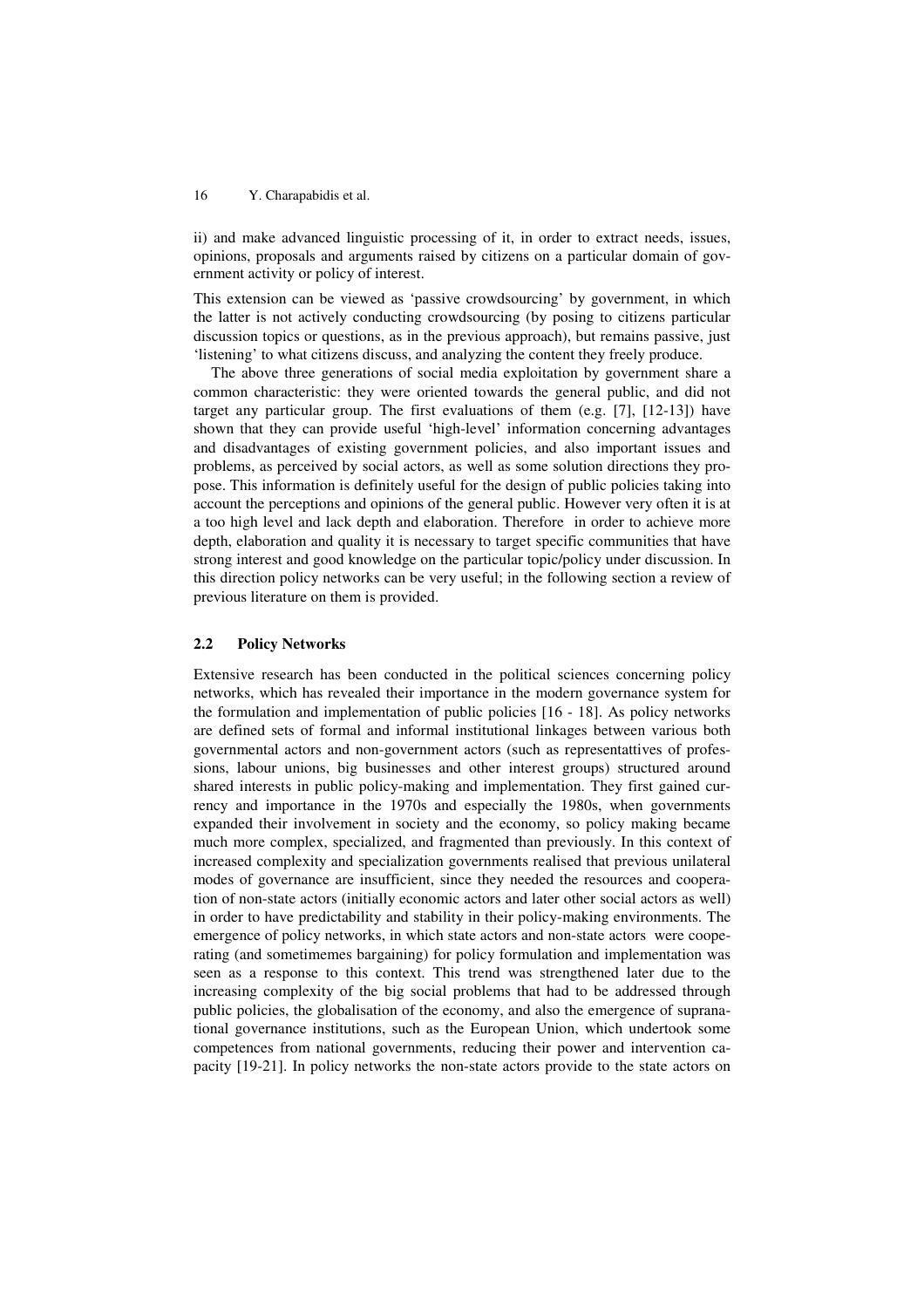ii) and make advanced linguistic processing of it, in order to extract needs, issues, opinions, proposals and arguments raised by citizens on a particular domain of government activity or policy of interest.

This extension can be viewed as 'passive crowdsourcing' by government, in which the latter is not actively conducting crowdsourcing (by posing to citizens particular discussion topics or questions, as in the previous approach), but remains passive, just 'listening' to what citizens discuss, and analyzing the content they freely produce.

The above three generations of social media exploitation by government share a common characteristic: they were oriented towards the general public, and did not target any particular group. The first evaluations of them (e.g. [7], [12-13]) have shown that they can provide useful 'high-level' information concerning advantages and disadvantages of existing government policies, and also important issues and problems, as perceived by social actors, as well as some solution directions they propose. This information is definitely useful for the design of public policies taking into account the perceptions and opinions of the general public. However very often it is at a too high level and lack depth and elaboration. Therefore in order to achieve more depth, elaboration and quality it is necessary to target specific communities that have strong interest and good knowledge on the particular topic/policy under discussion. In this direction policy networks can be very useful; in the following section a review of previous literature on them is provided.

### 2.2 Policy Networks

Extensive research has been conducted in the political sciences concerning policy networks, which has revealed their importance in the modern governance system for the formulation and implementation of public policies [16 - 18]. As policy networks are defined sets of formal and informal institutional linkages between various both governmental actors and non-government actors (such as representattives of professions, labour unions, big businesses and other interest groups) structured around shared interests in public policy-making and implementation. They first gained currency and importance in the 1970s and especially the 1980s, when governments expanded their involvement in society and the economy, so policy making became much more complex, specialized, and fragmented than previously. In this context of increased complexity and specialization governments realised that previous unilateral modes of governance are insufficient, since they needed the resources and cooperation of non-state actors (initially economic actors and later other social actors as well) in order to have predictability and stability in their policy-making environments. The emergence of policy networks, in which state actors and non-state actors were cooperating (and sometimemes bargaining) for policy formulation and implementation was seen as a response to this context. This trend was strengthened later due to the increasing complexity of the big social problems that had to be addressed through public policies, the globalisation of the economy, and also the emergence of supranational governance institutions, such as the European Union, which undertook some competences from national governments, reducing their power and intervention capacity [19-21]. In policy networks the non-state actors provide to the state actors on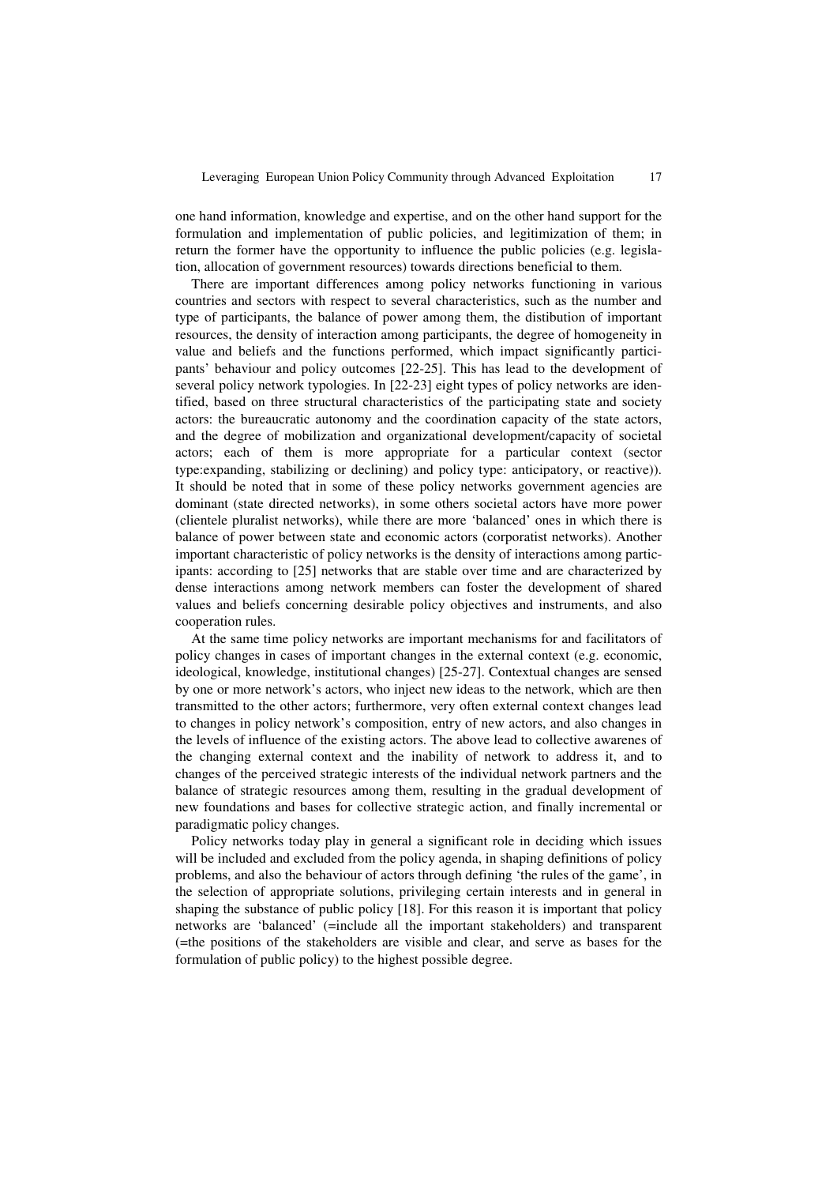one hand information, knowledge and expertise, and on the other hand support for the formulation and implementation of public policies, and legitimization of them; in return the former have the opportunity to influence the public policies (e.g. legislation, allocation of government resources) towards directions beneficial to them.

There are important differences among policy networks functioning in various countries and sectors with respect to several characteristics, such as the number and type of participants, the balance of power among them, the distibution of important resources, the density of interaction among participants, the degree of homogeneity in value and beliefs and the functions performed, which impact significantly participants' behaviour and policy outcomes [22-25]. This has lead to the development of several policy network typologies. In [22-23] eight types of policy networks are identified, based on three structural characteristics of the participating state and society actors: the bureaucratic autonomy and the coordination capacity of the state actors, and the degree of mobilization and organizational development/capacity of societal actors; each of them is more appropriate for a particular context (sector type:expanding, stabilizing or declining) and policy type: anticipatory, or reactive)). It should be noted that in some of these policy networks government agencies are dominant (state directed networks), in some others societal actors have more power (clientele pluralist networks), while there are more 'balanced' ones in which there is balance of power between state and economic actors (corporatist networks). Another important characteristic of policy networks is the density of interactions among participants: according to [25] networks that are stable over time and are characterized by dense interactions among network members can foster the development of shared values and beliefs concerning desirable policy objectives and instruments, and also cooperation rules.

At the same time policy networks are important mechanisms for and facilitators of policy changes in cases of important changes in the external context (e.g. economic, ideological, knowledge, institutional changes) [25-27]. Contextual changes are sensed by one or more network's actors, who inject new ideas to the network, which are then transmitted to the other actors; furthermore, very often external context changes lead to changes in policy network's composition, entry of new actors, and also changes in the levels of influence of the existing actors. The above lead to collective awarenes of the changing external context and the inability of network to address it, and to changes of the perceived strategic interests of the individual network partners and the balance of strategic resources among them, resulting in the gradual development of new foundations and bases for collective strategic action, and finally incremental or paradigmatic policy changes.

Policy networks today play in general a significant role in deciding which issues will be included and excluded from the policy agenda, in shaping definitions of policy problems, and also the behaviour of actors through defining 'the rules of the game', in the selection of appropriate solutions, privileging certain interests and in general in shaping the substance of public policy [18]. For this reason it is important that policy networks are 'balanced' (=include all the important stakeholders) and transparent (=the positions of the stakeholders are visible and clear, and serve as bases for the formulation of public policy) to the highest possible degree.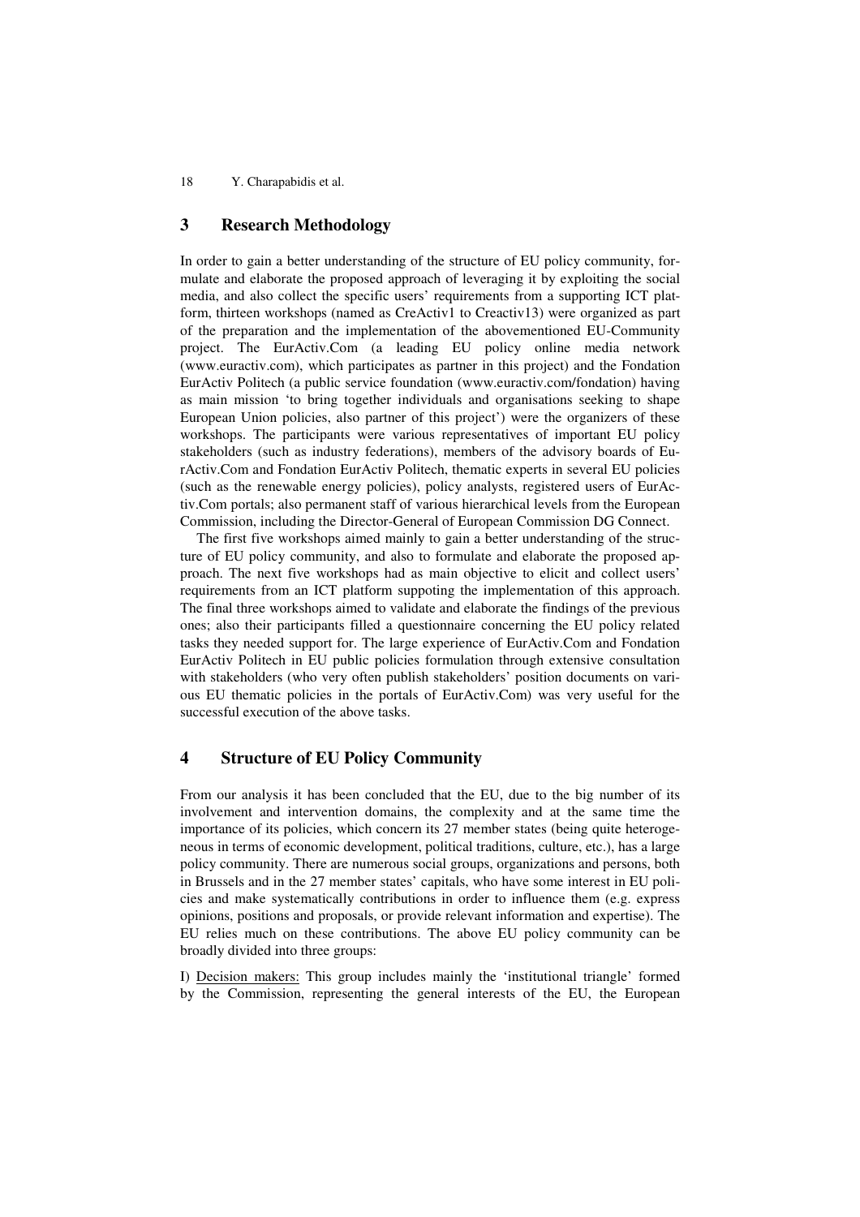## 3 Research Methodology

In order to gain a better understanding of the structure of EU policy community, formulate and elaborate the proposed approach of leveraging it by exploiting the social media, and also collect the specific users' requirements from a supporting ICT platform, thirteen workshops (named as CreActiv1 to Creactiv13) were organized as part of the preparation and the implementation of the abovementioned EU-Community project. The EurActiv.Com (a leading EU policy online media network (www.euractiv.com), which participates as partner in this project) and the Fondation EurActiv Politech (a public service foundation (www.euractiv.com/fondation) having as main mission 'to bring together individuals and organisations seeking to shape European Union policies, also partner of this project') were the organizers of these workshops. The participants were various representatives of important EU policy stakeholders (such as industry federations), members of the advisory boards of EurActiv.Com and Fondation EurActiv Politech, thematic experts in several EU policies (such as the renewable energy policies), policy analysts, registered users of EurActiv.Com portals; also permanent staff of various hierarchical levels from the European Commission, including the Director-General of European Commission DG Connect.

The first five workshops aimed mainly to gain a better understanding of the structure of EU policy community, and also to formulate and elaborate the proposed approach. The next five workshops had as main objective to elicit and collect users' requirements from an ICT platform suppoting the implementation of this approach. The final three workshops aimed to validate and elaborate the findings of the previous ones; also their participants filled a questionnaire concerning the EU policy related tasks they needed support for. The large experience of EurActiv.Com and Fondation EurActiv Politech in EU public policies formulation through extensive consultation with stakeholders (who very often publish stakeholders' position documents on various EU thematic policies in the portals of EurActiv.Com) was very useful for the successful execution of the above tasks.

## 4 Structure of EU Policy Community

From our analysis it has been concluded that the EU, due to the big number of its involvement and intervention domains, the complexity and at the same time the importance of its policies, which concern its 27 member states (being quite heterogeneous in terms of economic development, political traditions, culture, etc.), has a large policy community. There are numerous social groups, organizations and persons, both in Brussels and in the 27 member states' capitals, who have some interest in EU policies and make systematically contributions in order to influence them (e.g. express opinions, positions and proposals, or provide relevant information and expertise). The EU relies much on these contributions. The above EU policy community can be broadly divided into three groups:

I) <u>Decision makers:</u> This group includes mainly the 'institutional triangle' formed by the Commission, representing the general interests of the EU, the European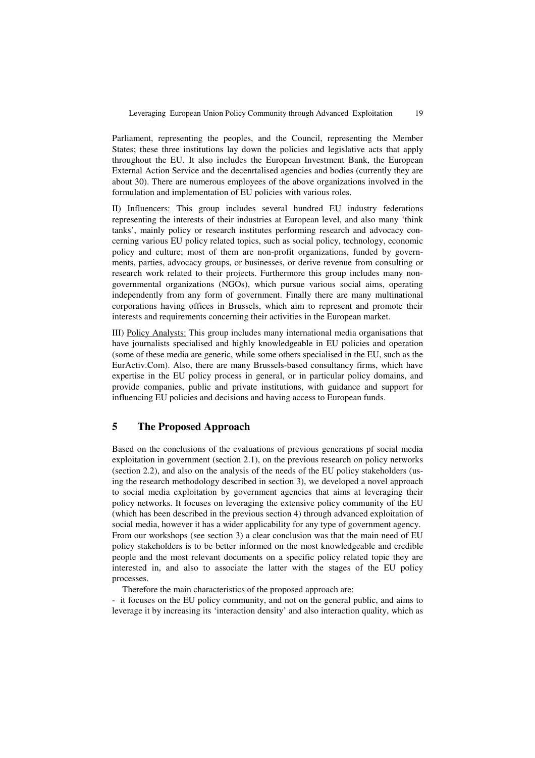Parliament, representing the peoples, and the Council, representing the Member States; these three institutions lay down the policies and legislative acts that apply throughout the EU. It also includes the European Investment Bank, the European External Action Service and the decenrtalised agencies and bodies (currently they are about 30). There are numerous employees of the above organizations involved in the formulation and implementation of EU policies with various roles.

II) Influencers: This group includes several hundred EU industry federations representing the interests of their industries at European level, and also many 'think tanks', mainly policy or research institutes performing research and advocacy concerning various EU policy related topics, such as social policy, technology, economic policy and culture; most of them are non-profit organizations, funded by governments, parties, advocacy groups, or businesses, or derive revenue from consulting or research work related to their projects. Furthermore this group includes many non-governmental organizations (NGOs), which pursue various social aims, operating independently from any form of government. Finally there are many multinational corporations having offices in Brussels, which aim to represent and promote their interests and requirements concerning their activities in the European market.

III) Policy Analysts: This group includes many international media organisations that have journalists specialised and highly knowledgeable in EU policies and operation (some of these media are generic, while some others specialised in the EU, such as the EurActiv.Com). Also, there are many Brussels-based consultancy firms, which have expertise in the EU policy process in general, or in particular policy domains, and provide companies, public and private institutions, with guidance and support for influencing EU policies and decisions and having access to European funds.

## 5 The Proposed Approach

Based on the conclusions of the evaluations of previous generations pf social media exploitation in government (section 2.1), on the previous research on policy networks (section 2.2), and also on the analysis of the needs of the EU policy stakeholders (using the research methodology described in section 3), we developed a novel approach to social media exploitation by government agencies that aims at leveraging their policy networks. It focuses on leveraging the extensive policy community of the EU (which has been described in the previous section 4) through advanced exploitation of social media, however it has a wider applicability for any type of government agency. From our workshops (see section 3) a clear conclusion was that the main need of EU policy stakeholders is to be better informed on the most knowledgeable and credible people and the most relevant documents on a specific policy related topic they are interested in, and also to associate the latter with the stages of the EU policy processes.

Therefore the main characteristics of the proposed approach are:

- it focuses on the EU policy community, and not on the general public, and aims to leverage it by increasing its 'interaction density' and also interaction quality, which as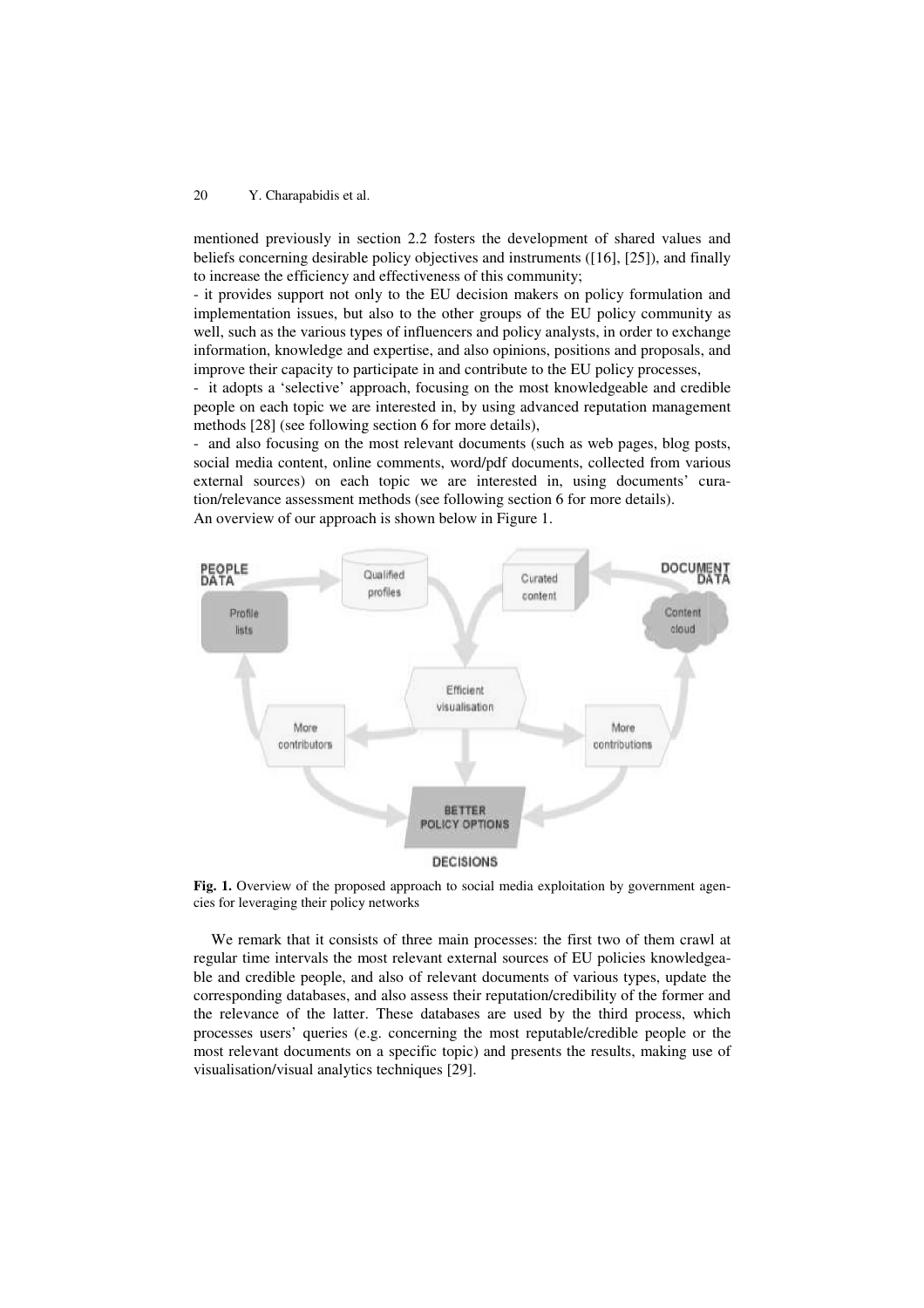mentioned previously in section 2.2 fosters the development of shared values and beliefs concerning desirable policy objectives and instruments ([16], [25]), and finally to increase the efficiency and effectiveness of this community;

- it provides support not only to the EU decision makers on policy formulation and implementation issues, but also to the other groups of the EU policy community as well, such as the various types of influencers and policy analysts, in order to exchange information, knowledge and expertise, and also opinions, positions and proposals, and improve their capacity to participate in and contribute to the EU policy processes,
- it adopts a 'selective' approach, focusing on the most knowledgeable and credible people on each topic we are interested in, by using advanced reputation management methods [28] (see following section 6 for more details),
- and also focusing on the most relevant documents (such as web pages, blog posts, social media content, online comments, word/pdf documents, collected from various external sources) on each topic we are interested in, using documents' curation/relevance assessment methods (see following section 6 for more details).

An overview of our approach is shown below in Figure 1.

PEOPLE DATA

Profile lists

Qualified profiles

Curated content

DOCUMENT DATA

Content cloud

Efficient visualisation

More contributors

More contributions

BETTER POLICY OPTIONS

DECISIONS

**Fig. 1.** Overview of the proposed approach to social media exploitation by government agencies for leveraging their policy networks

We remark that it consists of three main processes: the first two of them crawl at regular time intervals the most relevant external sources of EU policies knowledgeable and credible people, and also of relevant documents of various types, update the corresponding databases, and also assess their reputation/credibility of the former and the relevance of the latter. These databases are used by the third process, which processes users' queries (e.g. concerning the most reputable/credible people or the most relevant documents on a specific topic) and presents the results, making use of visualisation/visual analytics techniques [29].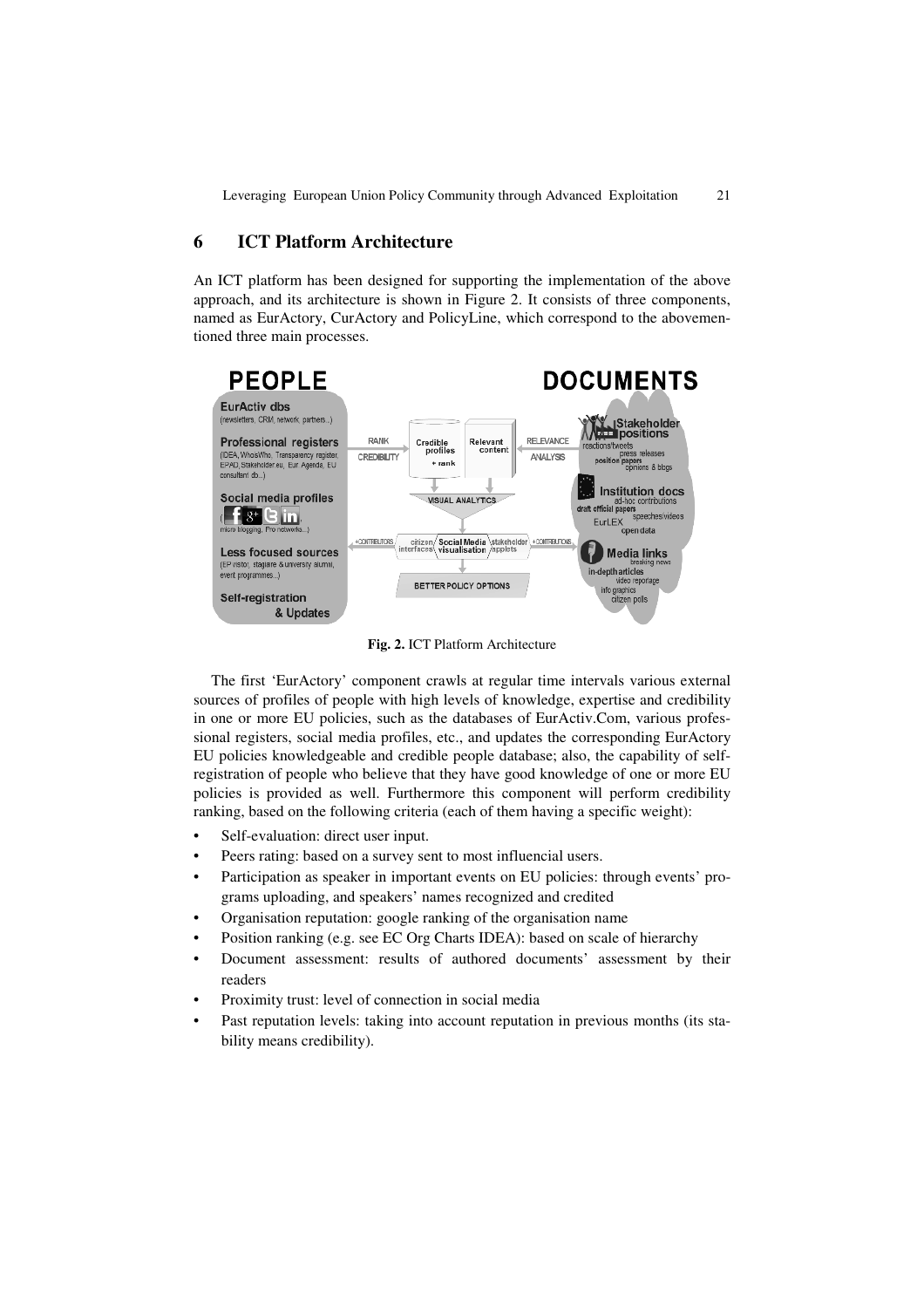## 6 ICT Platform Architecture

An ICT platform has been designed for supporting the implementation of the above approach, and its architecture is shown in Figure 2. It consists of three components, named as EurActory, CurActory and PolicyLine, which correspond to the abovementioned three main processes.

PEOPLE

DOCUMENTS

EurActiv dbs
(newsletters, CRM, network, partners...)

Professional registers
(IDEA, WhosWho, Transparency register, EPAD, Stakeholder.eu, Eur. Agenda, EU consultant db...)

Social media profiles
(micro blogging, Pro networks...)

Less focused sources
(EP visitor, stagiaire & university alumni, event programmes...)

Self-registration & Updates

RANK
CREDIBILITY

Credible profiles + rank

Relevant content

RELEVANCE
ANALYSIS

VISUAL ANALYTICS

+CONTRIBUTORS

citizen interfaces

Social Media visualisation

stakeholder applets

+CONTRIBUTIONS

BETTER POLICY OPTIONS

Stakeholder positions
reactions/tweets
press releases
position papers
opinions & blogs

Institution docs
ad-hoc contributions
draft official papers
speeches/videos
EurLEX
open data

Media links
breaking news
in-depth articles
video reportage
info graphics
citizen polls

**Fig. 2.** ICT Platform Architecture

The first 'EurActory' component crawls at regular time intervals various external sources of profiles of people with high levels of knowledge, expertise and credibility in one or more EU policies, such as the databases of EurActiv.Com, various professional registers, social media profiles, etc., and updates the corresponding EurActory EU policies knowledgeable and credible people database; also, the capability of self-registration of people who believe that they have good knowledge of one or more EU policies is provided as well. Furthermore this component will perform credibility ranking, based on the following criteria (each of them having a specific weight):

- Self-evaluation: direct user input.
- Peers rating: based on a survey sent to most influencial users.
- Participation as speaker in important events on EU policies: through events' programs uploading, and speakers' names recognized and credited
- Organisation reputation: google ranking of the organisation name
- Position ranking (e.g. see EC Org Charts IDEA): based on scale of hierarchy
- Document assessment: results of authored documents' assessment by their readers
- Proximity trust: level of connection in social media
- Past reputation levels: taking into account reputation in previous months (its stability means credibility).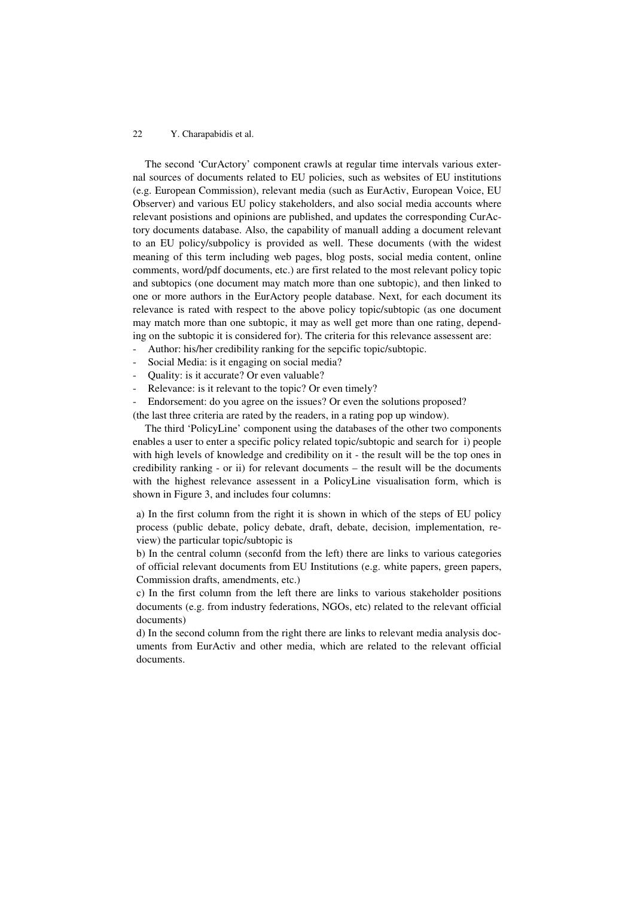The second 'CurActory' component crawls at regular time intervals various external sources of documents related to EU policies, such as websites of EU institutions (e.g. European Commission), relevant media (such as EurActiv, European Voice, EU Observer) and various EU policy stakeholders, and also social media accounts where relevant posistions and opinions are published, and updates the corresponding CurActory documents database. Also, the capability of manuall adding a document relevant to an EU policy/subpolicy is provided as well. These documents (with the widest meaning of this term including web pages, blog posts, social media content, online comments, word/pdf documents, etc.) are first related to the most relevant policy topic and subtopics (one document may match more than one subtopic), and then linked to one or more authors in the EurActory people database. Next, for each document its relevance is rated with respect to the above policy topic/subtopic (as one document may match more than one subtopic, it may as well get more than one rating, depending on the subtopic it is considered for). The criteria for this relevance assessent are:

- Author: his/her credibility ranking for the sepcific topic/subtopic.
- Social Media: is it engaging on social media?
- Quality: is it accurate? Or even valuable?
- Relevance: is it relevant to the topic? Or even timely?
- Endorsement: do you agree on the issues? Or even the solutions proposed?

(the last three criteria are rated by the readers, in a rating pop up window).

The third 'PolicyLine' component using the databases of the other two components enables a user to enter a specific policy related topic/subtopic and search for i) people with high levels of knowledge and credibility on it - the result will be the top ones in credibility ranking - or ii) for relevant documents – the result will be the documents with the highest relevance assessent in a PolicyLine visualisation form, which is shown in Figure 3, and includes four columns:

a) In the first column from the right it is shown in which of the steps of EU policy process (public debate, policy debate, draft, debate, decision, implementation, review) the particular topic/subtopic is

b) In the central column (seconfd from the left) there are links to various categories of official relevant documents from EU Institutions (e.g. white papers, green papers, Commission drafts, amendments, etc.)

c) In the first column from the left there are links to various stakeholder positions documents (e.g. from industry federations, NGOs, etc) related to the relevant official documents)

d) In the second column from the right there are links to relevant media analysis documents from EurActiv and other media, which are related to the relevant official documents.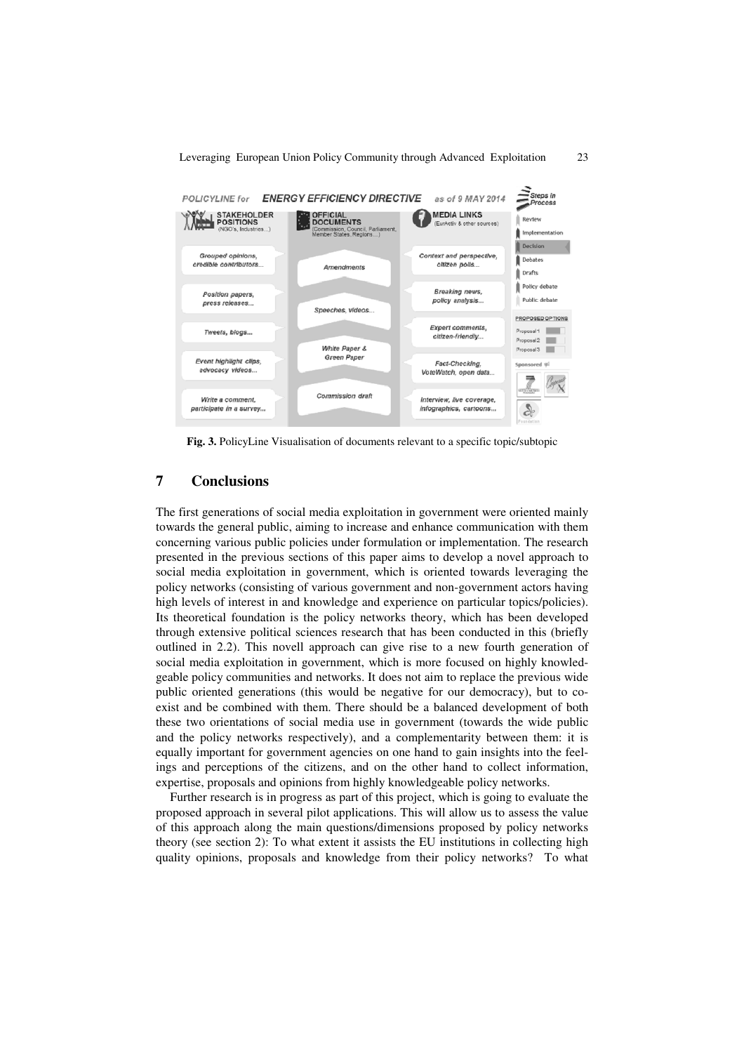POLICYLINE for ENERGY EFFICIENCY DIRECTIVE as of 9 MAY 2014

STAKEHOLDER POSITIONS (NGO's, Industries...)

OFFICIAL DOCUMENTS (Commission, Council, Parliament, Member States, Regions...)

MEDIA LINKS (EurActiv & other sources)

Steps in Process

Grouped opinions, credible contributors...

Amendments

Context and perspective, citizen polls...

Position papers, press releases...

Speeches, videos...

Breaking news, policy analysis...

Tweets, blogs...

White Paper & Green Paper

Expert comments, citizen-friendly...

Event highlight clips, advocacy videos...

Fact-Checking, VoteWatch, open data...

Write a comment, participate in a survey...

Commission draft

Interview, live coverage, infographics, cartoons...

Review

Implementation

Decision

Debates

Drafts

Policy debate

Public debate

PROPOSED OPTIONS

Proposal 1

Proposal 2

Proposal 3

Sponsored

**Fig. 3.** PolicyLine Visualisation of documents relevant to a specific topic/subtopic

## 7 Conclusions

The first generations of social media exploitation in government were oriented mainly towards the general public, aiming to increase and enhance communication with them concerning various public policies under formulation or implementation. The research presented in the previous sections of this paper aims to develop a novel approach to social media exploitation in government, which is oriented towards leveraging the policy networks (consisting of various government and non-government actors having high levels of interest in and knowledge and experience on particular topics/policies). Its theoretical foundation is the policy networks theory, which has been developed through extensive political sciences research that has been conducted in this (briefly outlined in 2.2). This novell approach can give rise to a new fourth generation of social media exploitation in government, which is more focused on highly knowledgeable policy communities and networks. It does not aim to replace the previous wide public oriented generations (this would be negative for our democracy), but to co-exist and be combined with them. There should be a balanced development of both these two orientations of social media use in government (towards the wide public and the policy networks respectively), and a complementarity between them: it is equally important for government agencies on one hand to gain insights into the feelings and perceptions of the citizens, and on the other hand to collect information, expertise, proposals and opinions from highly knowledgeable policy networks.

Further research is in progress as part of this project, which is going to evaluate the proposed approach in several pilot applications. This will allow us to assess the value of this approach along the main questions/dimensions proposed by policy networks theory (see section 2): To what extent it assists the EU institutions in collecting high quality opinions, proposals and knowledge from their policy networks? To what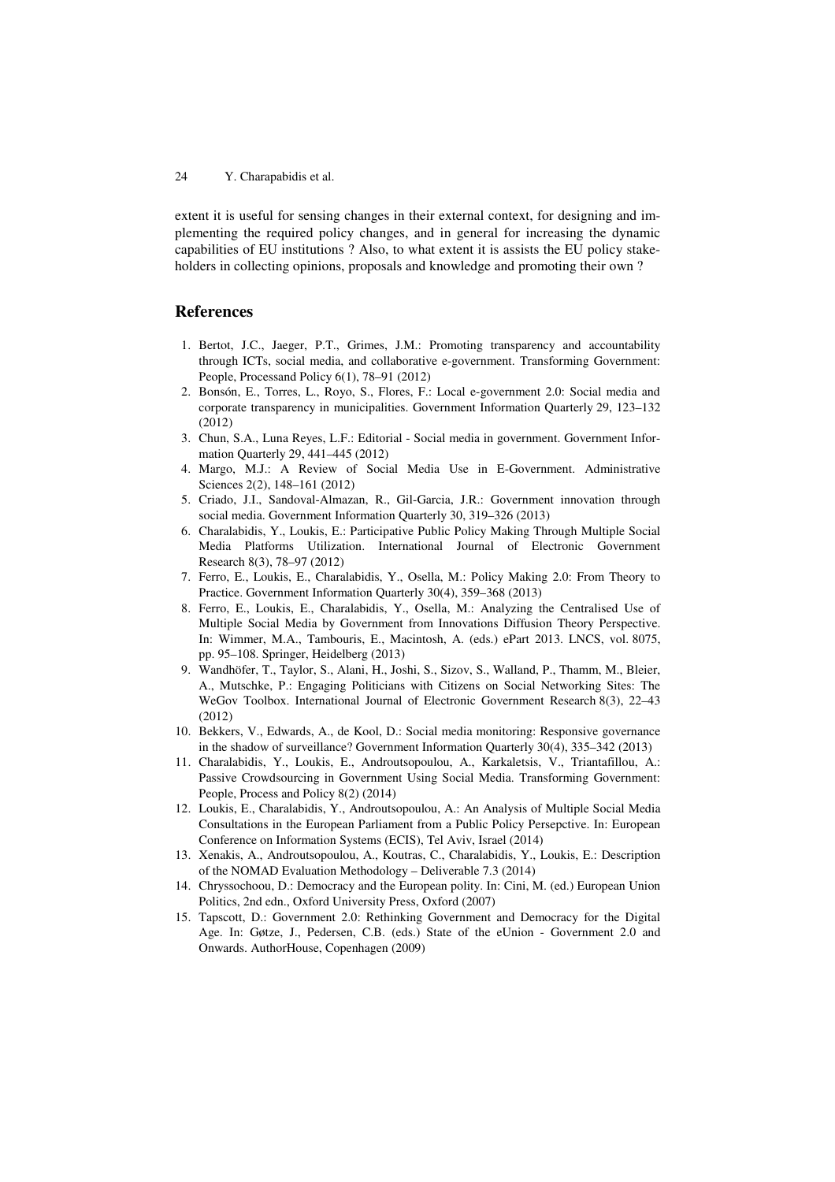extent it is useful for sensing changes in their external context, for designing and implementing the required policy changes, and in general for increasing the dynamic capabilities of EU institutions ? Also, to what extent it is assists the EU policy stakeholders in collecting opinions, proposals and knowledge and promoting their own ?

## References

1. Bertot, J.C., Jaeger, P.T., Grimes, J.M.: Promoting transparency and accountability through ICTs, social media, and collaborative e-government. Transforming Government: People, Processand Policy 6(1), 78–91 (2012)
2. Bonsón, E., Torres, L., Royo, S., Flores, F.: Local e-government 2.0: Social media and corporate transparency in municipalities. Government Information Quarterly 29, 123–132 (2012)
3. Chun, S.A., Luna Reyes, L.F.: Editorial - Social media in government. Government Information Quarterly 29, 441–445 (2012)
4. Margo, M.J.: A Review of Social Media Use in E-Government. Administrative Sciences 2(2), 148–161 (2012)
5. Criado, J.I., Sandoval-Almazan, R., Gil-Garcia, J.R.: Government innovation through social media. Government Information Quarterly 30, 319–326 (2013)
6. Charalabidis, Y., Loukis, E.: Participative Public Policy Making Through Multiple Social Media Platforms Utilization. International Journal of Electronic Government Research 8(3), 78–97 (2012)
7. Ferro, E., Loukis, E., Charalabidis, Y., Osella, M.: Policy Making 2.0: From Theory to Practice. Government Information Quarterly 30(4), 359–368 (2013)
8. Ferro, E., Loukis, E., Charalabidis, Y., Osella, M.: Analyzing the Centralised Use of Multiple Social Media by Government from Innovations Diffusion Theory Perspective. In: Wimmer, M.A., Tambouris, E., Macintosh, A. (eds.) ePart 2013. LNCS, vol. 8075, pp. 95–108. Springer, Heidelberg (2013)
9. Wandhöfer, T., Taylor, S., Alani, H., Joshi, S., Sizov, S., Walland, P., Thamm, M., Bleier, A., Mutschke, P.: Engaging Politicians with Citizens on Social Networking Sites: The WeGov Toolbox. International Journal of Electronic Government Research 8(3), 22–43 (2012)
10. Bekkers, V., Edwards, A., de Kool, D.: Social media monitoring: Responsive governance in the shadow of surveillance? Government Information Quarterly 30(4), 335–342 (2013)
11. Charalabidis, Y., Loukis, E., Androutsopoulou, A., Karkaletsis, V., Triantafillou, A.: Passive Crowdsourcing in Government Using Social Media. Transforming Government: People, Process and Policy 8(2) (2014)
12. Loukis, E., Charalabidis, Y., Androutsopoulou, A.: An Analysis of Multiple Social Media Consultations in the European Parliament from a Public Policy Persepctive. In: European Conference on Information Systems (ECIS), Tel Aviv, Israel (2014)
13. Xenakis, A., Androutsopoulou, A., Koutras, C., Charalabidis, Y., Loukis, E.: Description of the NOMAD Evaluation Methodology – Deliverable 7.3 (2014)
14. Chryssochoou, D.: Democracy and the European polity. In: Cini, M. (ed.) European Union Politics, 2nd edn., Oxford University Press, Oxford (2007)
15. Tapscott, D.: Government 2.0: Rethinking Government and Democracy for the Digital Age. In: Gøtze, J., Pedersen, C.B. (eds.) State of the eUnion - Government 2.0 and Onwards. AuthorHouse, Copenhagen (2009)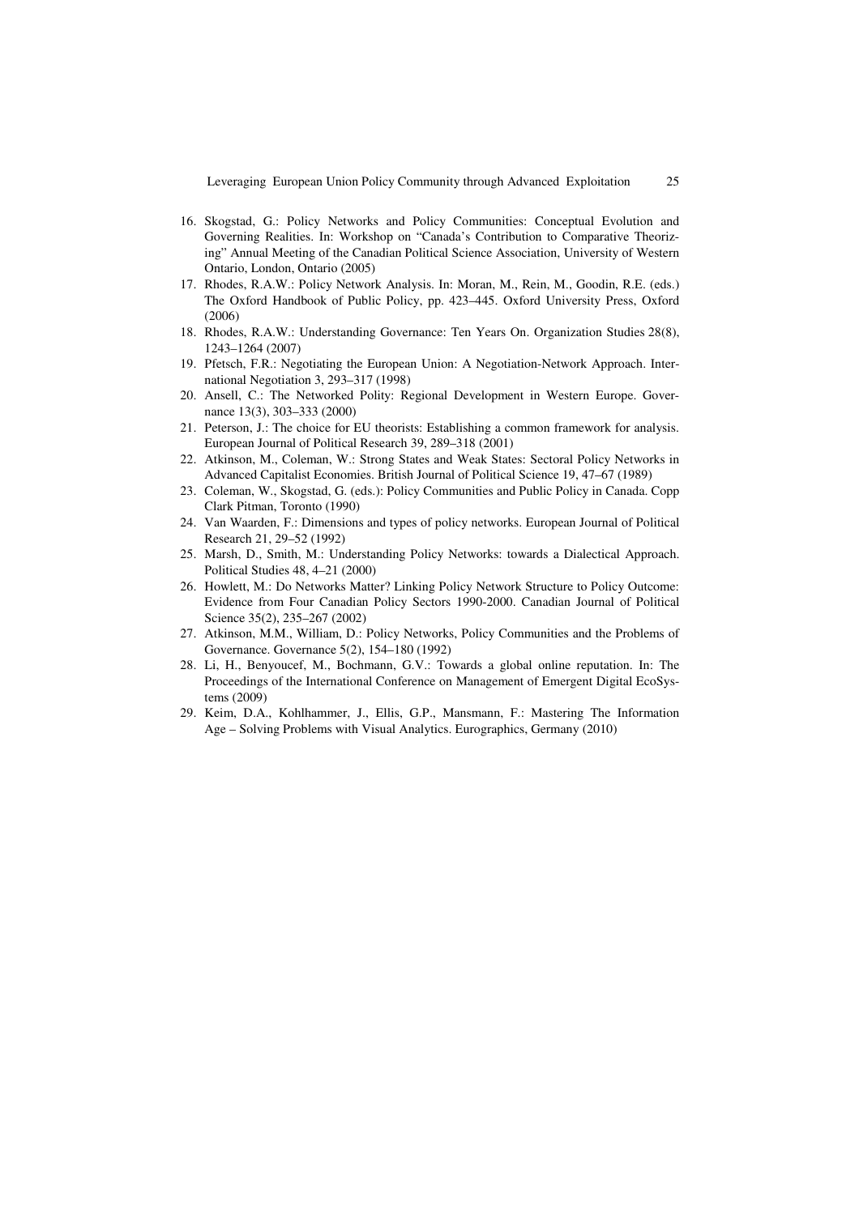16. Skogstad, G.: Policy Networks and Policy Communities: Conceptual Evolution and Governing Realities. In: Workshop on "Canada's Contribution to Comparative Theorizing" Annual Meeting of the Canadian Political Science Association, University of Western Ontario, London, Ontario (2005)
17. Rhodes, R.A.W.: Policy Network Analysis. In: Moran, M., Rein, M., Goodin, R.E. (eds.) The Oxford Handbook of Public Policy, pp. 423–445. Oxford University Press, Oxford (2006)
18. Rhodes, R.A.W.: Understanding Governance: Ten Years On. Organization Studies 28(8), 1243–1264 (2007)
19. Pfetsch, F.R.: Negotiating the European Union: A Negotiation-Network Approach. International Negotiation 3, 293–317 (1998)
20. Ansell, C.: The Networked Polity: Regional Development in Western Europe. Governance 13(3), 303–333 (2000)
21. Peterson, J.: The choice for EU theorists: Establishing a common framework for analysis. European Journal of Political Research 39, 289–318 (2001)
22. Atkinson, M., Coleman, W.: Strong States and Weak States: Sectoral Policy Networks in Advanced Capitalist Economies. British Journal of Political Science 19, 47–67 (1989)
23. Coleman, W., Skogstad, G. (eds.): Policy Communities and Public Policy in Canada. Copp Clark Pitman, Toronto (1990)
24. Van Waarden, F.: Dimensions and types of policy networks. European Journal of Political Research 21, 29–52 (1992)
25. Marsh, D., Smith, M.: Understanding Policy Networks: towards a Dialectical Approach. Political Studies 48, 4–21 (2000)
26. Howlett, M.: Do Networks Matter? Linking Policy Network Structure to Policy Outcome: Evidence from Four Canadian Policy Sectors 1990-2000. Canadian Journal of Political Science 35(2), 235–267 (2002)
27. Atkinson, M.M., William, D.: Policy Networks, Policy Communities and the Problems of Governance. Governance 5(2), 154–180 (1992)
28. Li, H., Benyoucef, M., Bochmann, G.V.: Towards a global online reputation. In: The Proceedings of the International Conference on Management of Emergent Digital EcoSystems (2009)
29. Keim, D.A., Kohlhammer, J., Ellis, G.P., Mansmann, F.: Mastering The Information Age – Solving Problems with Visual Analytics. Eurographics, Germany (2010)